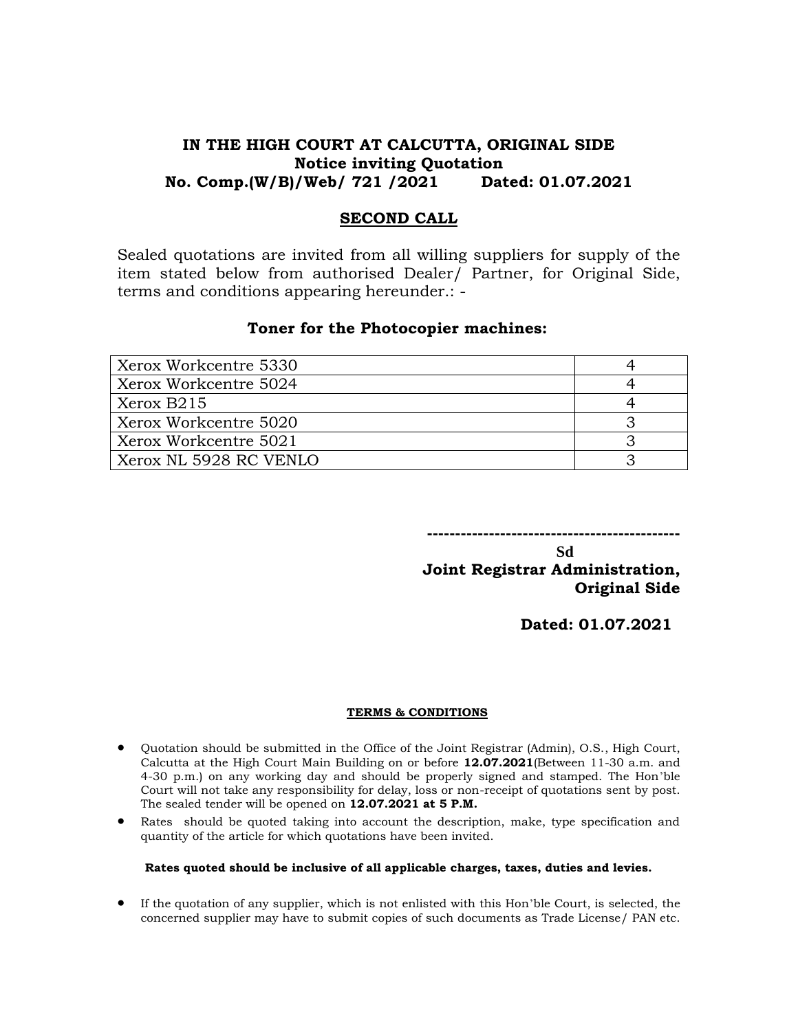# IN THE HIGH COURT AT CALCUTTA, ORIGINAL SIDE

**Notice inviting Quotation**

**No. Comp.(W/B)/Web/ 721 /2021 Dated: 01.07.2021**

## SECOND CALL

Sealed quotations are invited from all willing suppliers for supply of the item stated below from authorised Dealer/ Partner, for Original Side, terms and conditions appearing hereunder.: -

### Toner for the Photocopier machines:

| | |
|---|---|
| Xerox Workcentre 5330 | 4 |
| Xerox Workcentre 5024 | 4 |
| Xerox B215 | 4 |
| Xerox Workcentre 5020 | 3 |
| Xerox Workcentre 5021 | 3 |
| Xerox NL 5928 RC VENLO | 3 |

---------------------------------------------

**Sd**

**Joint Registrar Administration,**
**Original Side**

**Dated: 01.07.2021**

**TERMS & CONDITIONS**

- Quotation should be submitted in the Office of the Joint Registrar (Admin), O.S., High Court, Calcutta at the High Court Main Building on or before **12.07.2021**(Between 11-30 a.m. and 4-30 p.m.) on any working day and should be properly signed and stamped. The Hon'ble Court will not take any responsibility for delay, loss or non-receipt of quotations sent by post. The sealed tender will be opened on **12.07.2021 at 5 P.M.**
- Rates should be quoted taking into account the description, make, type specification and quantity of the article for which quotations have been invited.

**Rates quoted should be inclusive of all applicable charges, taxes, duties and levies.**

- If the quotation of any supplier, which is not enlisted with this Hon'ble Court, is selected, the concerned supplier may have to submit copies of such documents as Trade License/ PAN etc.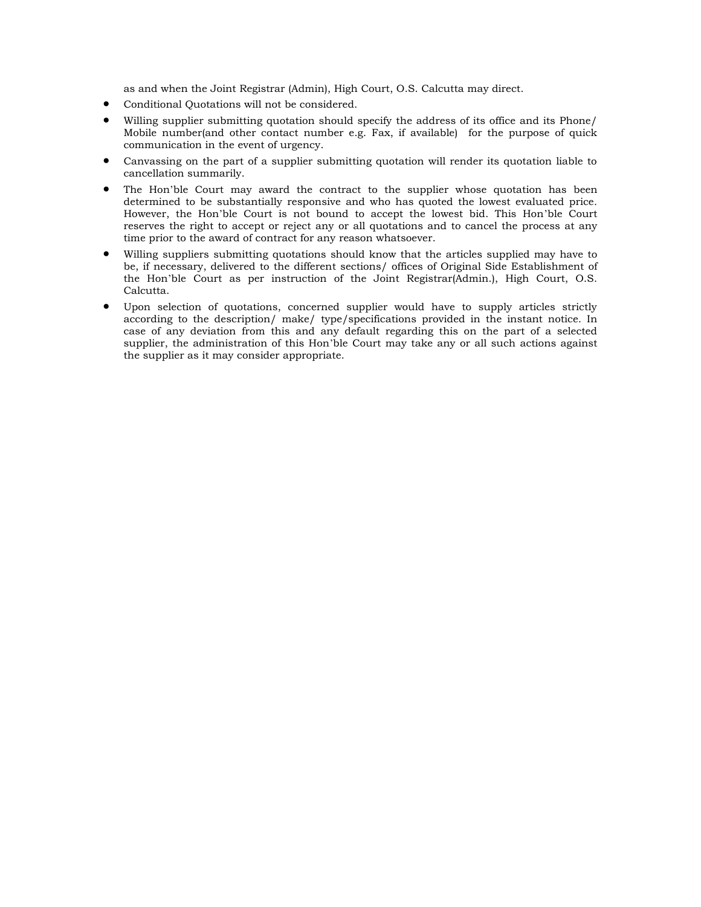as and when the Joint Registrar (Admin), High Court, O.S. Calcutta may direct.

- Conditional Quotations will not be considered.
- Willing supplier submitting quotation should specify the address of its office and its Phone/ Mobile number(and other contact number e.g. Fax, if available) for the purpose of quick communication in the event of urgency.
- Canvassing on the part of a supplier submitting quotation will render its quotation liable to cancellation summarily.
- The Hon'ble Court may award the contract to the supplier whose quotation has been determined to be substantially responsive and who has quoted the lowest evaluated price. However, the Hon'ble Court is not bound to accept the lowest bid. This Hon'ble Court reserves the right to accept or reject any or all quotations and to cancel the process at any time prior to the award of contract for any reason whatsoever.
- Willing suppliers submitting quotations should know that the articles supplied may have to be, if necessary, delivered to the different sections/ offices of Original Side Establishment of the Hon'ble Court as per instruction of the Joint Registrar(Admin.), High Court, O.S. Calcutta.
- Upon selection of quotations, concerned supplier would have to supply articles strictly according to the description/ make/ type/specifications provided in the instant notice. In case of any deviation from this and any default regarding this on the part of a selected supplier, the administration of this Hon'ble Court may take any or all such actions against the supplier as it may consider appropriate.